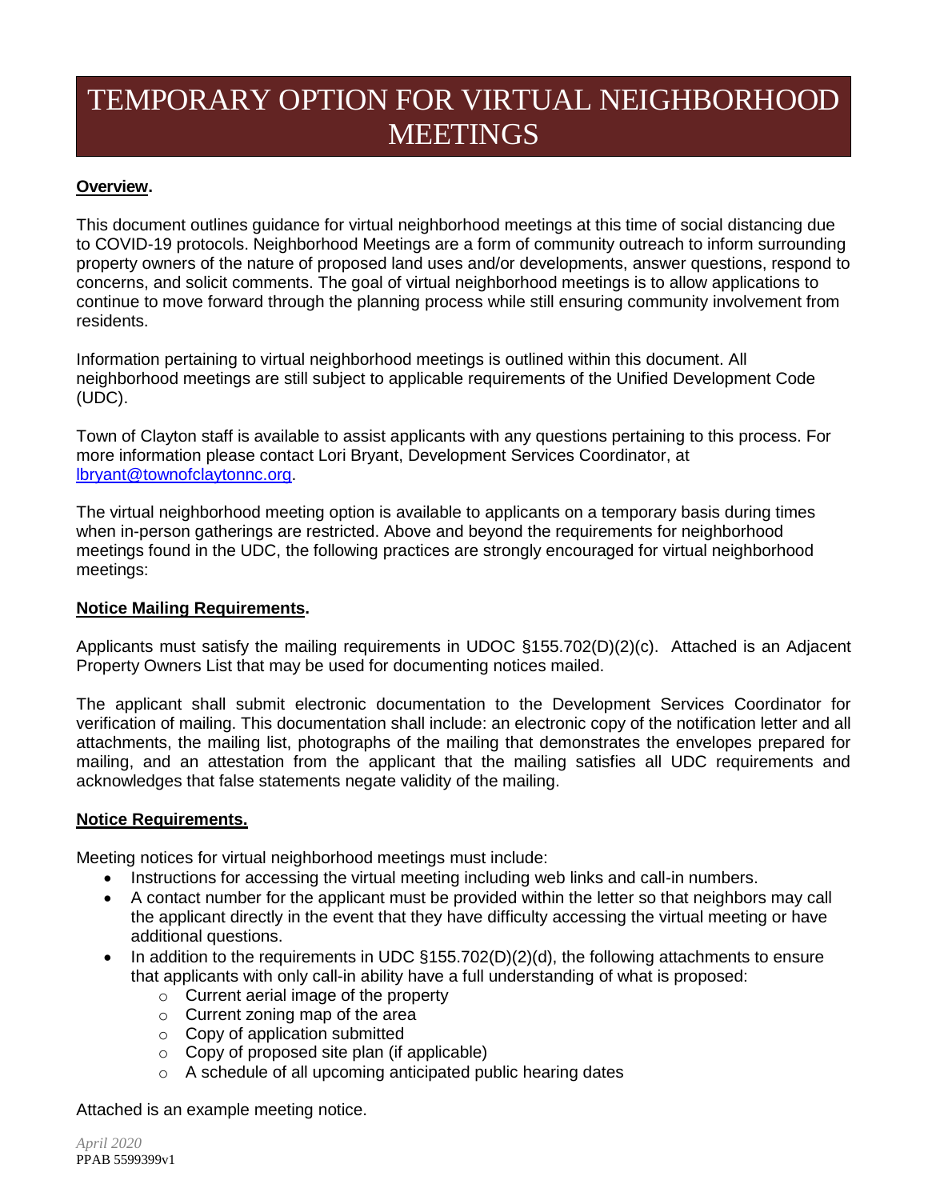# TEMPORARY OPTION FOR VIRTUAL NEIGHBORHOOD MEETINGS

**Overview.**

This document outlines guidance for virtual neighborhood meetings at this time of social distancing due to COVID-19 protocols. Neighborhood Meetings are a form of community outreach to inform surrounding property owners of the nature of proposed land uses and/or developments, answer questions, respond to concerns, and solicit comments. The goal of virtual neighborhood meetings is to allow applications to continue to move forward through the planning process while still ensuring community involvement from residents.

Information pertaining to virtual neighborhood meetings is outlined within this document. All neighborhood meetings are still subject to applicable requirements of the Unified Development Code (UDC).

Town of Clayton staff is available to assist applicants with any questions pertaining to this process. For more information please contact Lori Bryant, Development Services Coordinator, at lbryant@townofclaytonnc.org.

The virtual neighborhood meeting option is available to applicants on a temporary basis during times when in-person gatherings are restricted. Above and beyond the requirements for neighborhood meetings found in the UDC, the following practices are strongly encouraged for virtual neighborhood meetings:

**Notice Mailing Requirements.**

Applicants must satisfy the mailing requirements in UDOC §155.702(D)(2)(c). Attached is an Adjacent Property Owners List that may be used for documenting notices mailed.

The applicant shall submit electronic documentation to the Development Services Coordinator for verification of mailing. This documentation shall include: an electronic copy of the notification letter and all attachments, the mailing list, photographs of the mailing that demonstrates the envelopes prepared for mailing, and an attestation from the applicant that the mailing satisfies all UDC requirements and acknowledges that false statements negate validity of the mailing.

**Notice Requirements.**

Meeting notices for virtual neighborhood meetings must include:

- Instructions for accessing the virtual meeting including web links and call-in numbers.
- A contact number for the applicant must be provided within the letter so that neighbors may call the applicant directly in the event that they have difficulty accessing the virtual meeting or have additional questions.
- In addition to the requirements in UDC §155.702(D)(2)(d), the following attachments to ensure that applicants with only call-in ability have a full understanding of what is proposed:
  - Current aerial image of the property
  - Current zoning map of the area
  - Copy of application submitted
  - Copy of proposed site plan (if applicable)
  - A schedule of all upcoming anticipated public hearing dates

Attached is an example meeting notice.

*April 2020*
PPAB 5599399v1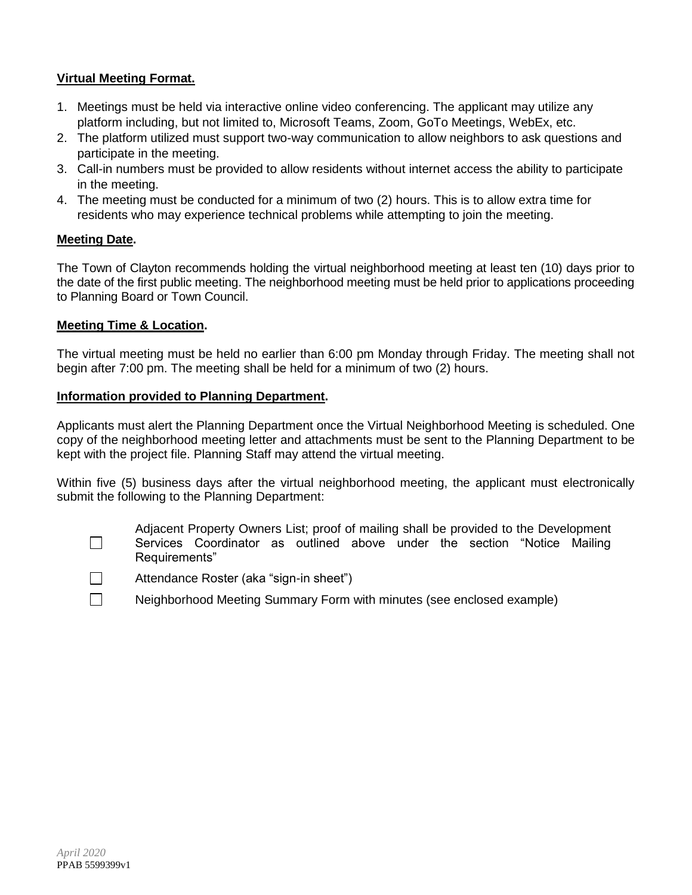**Virtual Meeting Format.**

1. Meetings must be held via interactive online video conferencing. The applicant may utilize any platform including, but not limited to, Microsoft Teams, Zoom, GoTo Meetings, WebEx, etc.
2. The platform utilized must support two-way communication to allow neighbors to ask questions and participate in the meeting.
3. Call-in numbers must be provided to allow residents without internet access the ability to participate in the meeting.
4. The meeting must be conducted for a minimum of two (2) hours. This is to allow extra time for residents who may experience technical problems while attempting to join the meeting.

**Meeting Date.**

The Town of Clayton recommends holding the virtual neighborhood meeting at least ten (10) days prior to the date of the first public meeting. The neighborhood meeting must be held prior to applications proceeding to Planning Board or Town Council.

**Meeting Time & Location.**

The virtual meeting must be held no earlier than 6:00 pm Monday through Friday. The meeting shall not begin after 7:00 pm. The meeting shall be held for a minimum of two (2) hours.

**Information provided to Planning Department.**

Applicants must alert the Planning Department once the Virtual Neighborhood Meeting is scheduled. One copy of the neighborhood meeting letter and attachments must be sent to the Planning Department to be kept with the project file. Planning Staff may attend the virtual meeting.

Within five (5) business days after the virtual neighborhood meeting, the applicant must electronically submit the following to the Planning Department:

- ☐ Adjacent Property Owners List; proof of mailing shall be provided to the Development Services Coordinator as outlined above under the section "Notice Mailing Requirements"
- ☐ Attendance Roster (aka "sign-in sheet")
- ☐ Neighborhood Meeting Summary Form with minutes (see enclosed example)

*April 2020*
PPAB 5599399v1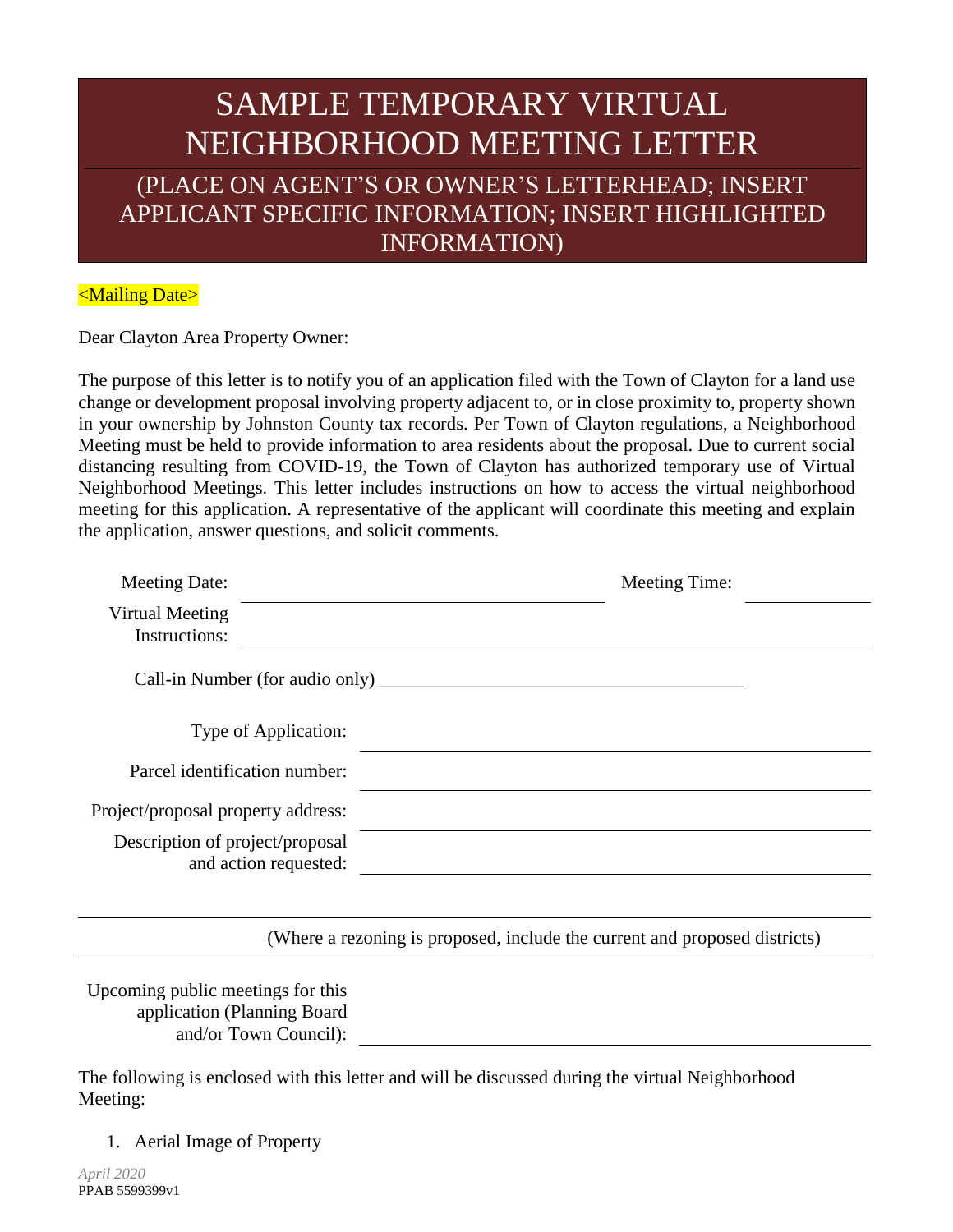# SAMPLE TEMPORARY VIRTUAL NEIGHBORHOOD MEETING LETTER

## (PLACE ON AGENT'S OR OWNER'S LETTERHEAD; INSERT APPLICANT SPECIFIC INFORMATION; INSERT HIGHLIGHTED INFORMATION)

<Mailing Date>

Dear Clayton Area Property Owner:

The purpose of this letter is to notify you of an application filed with the Town of Clayton for a land use change or development proposal involving property adjacent to, or in close proximity to, property shown in your ownership by Johnston County tax records. Per Town of Clayton regulations, a Neighborhood Meeting must be held to provide information to area residents about the proposal. Due to current social distancing resulting from COVID-19, the Town of Clayton has authorized temporary use of Virtual Neighborhood Meetings. This letter includes instructions on how to access the virtual neighborhood meeting for this application. A representative of the applicant will coordinate this meeting and explain the application, answer questions, and solicit comments.

Meeting Date: ______________________ Meeting Time: ____________

Virtual Meeting Instructions: ______________________________________

Call-in Number (for audio only) ______________________________________

Type of Application: ______________________________________

Parcel identification number: ______________________________________

Project/proposal property address: ______________________________________

Description of project/proposal and action requested: ______________________________________

______________________________________

(Where a rezoning is proposed, include the current and proposed districts)

Upcoming public meetings for this application (Planning Board and/or Town Council): ______________________________________

The following is enclosed with this letter and will be discussed during the virtual Neighborhood Meeting:

1. Aerial Image of Property

*April 2020*
PPAB 5599399v1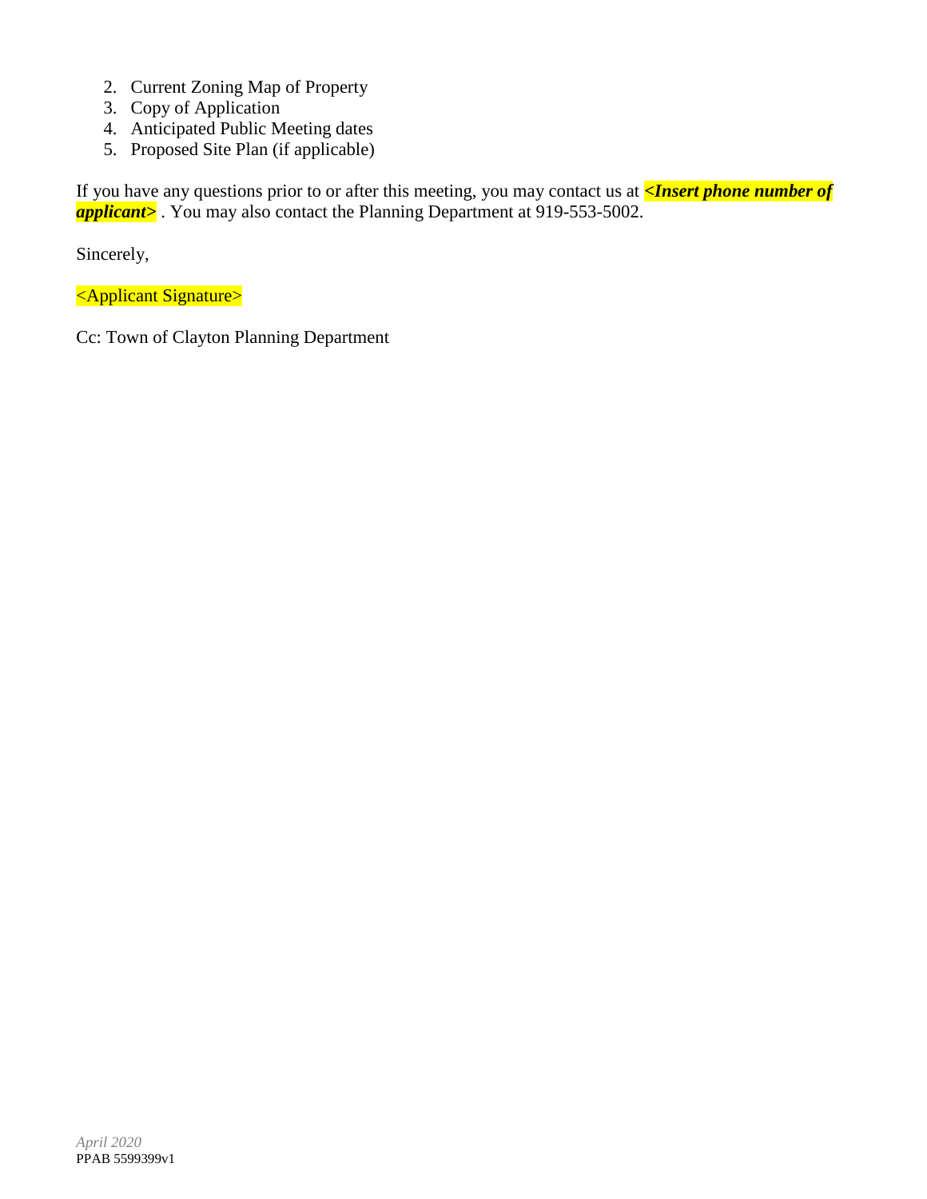2. Current Zoning Map of Property
3. Copy of Application
4. Anticipated Public Meeting dates
5. Proposed Site Plan (if applicable)

If you have any questions prior to or after this meeting, you may contact us at ***<Insert phone number of applicant>*** . You may also contact the Planning Department at 919-553-5002.

Sincerely,

<Applicant Signature>

Cc: Town of Clayton Planning Department

*April 2020*
PPAB 5599399v1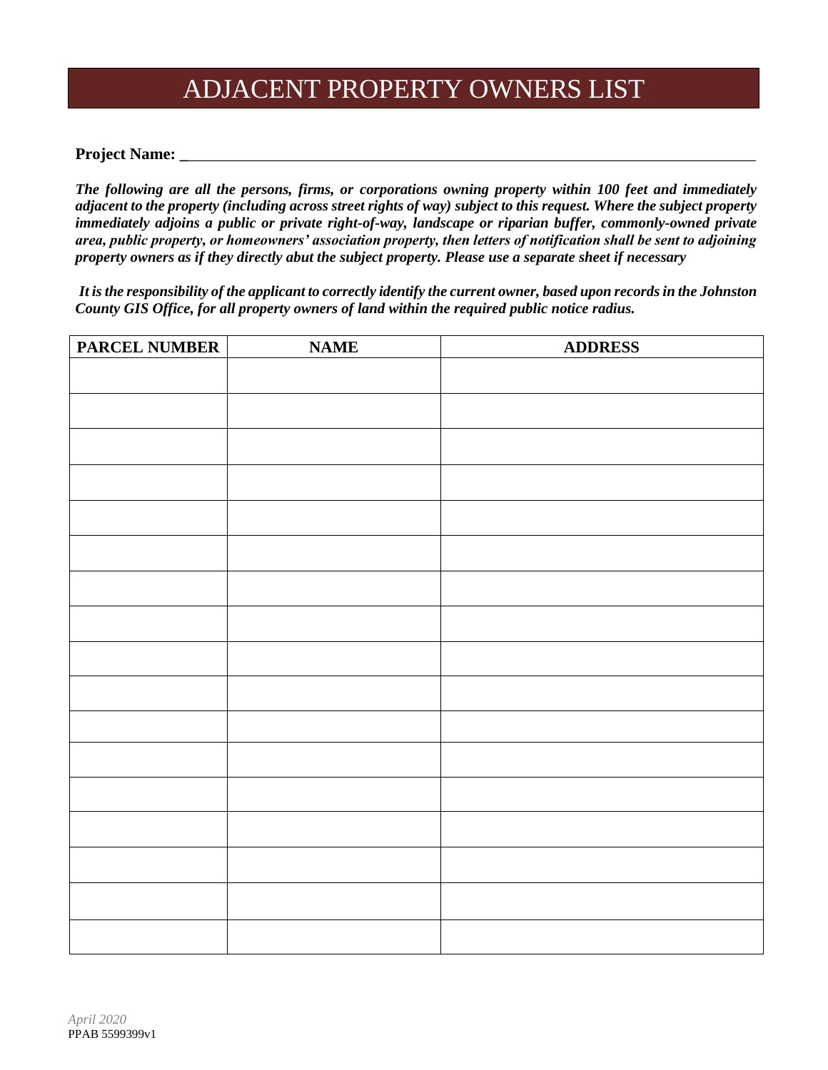# ADJACENT PROPERTY OWNERS LIST

**Project Name:** ___________________________________________________________________________

***The following are all the persons, firms, or corporations owning property within 100 feet and immediately adjacent to the property (including across street rights of way) subject to this request. Where the subject property immediately adjoins a public or private right-of-way, landscape or riparian buffer, commonly-owned private area, public property, or homeowners' association property, then letters of notification shall be sent to adjoining property owners as if they directly abut the subject property. Please use a separate sheet if necessary***

***It is the responsibility of the applicant to correctly identify the current owner, based upon records in the Johnston County GIS Office, for all property owners of land within the required public notice radius.***

| PARCEL NUMBER | NAME | ADDRESS |
|---|---|---|
| | | |
| | | |
| | | |
| | | |
| | | |
| | | |
| | | |
| | | |
| | | |
| | | |
| | | |
| | | |
| | | |
| | | |
| | | |
| | | |
| | | |

*April 2020*
PPAB 5599399v1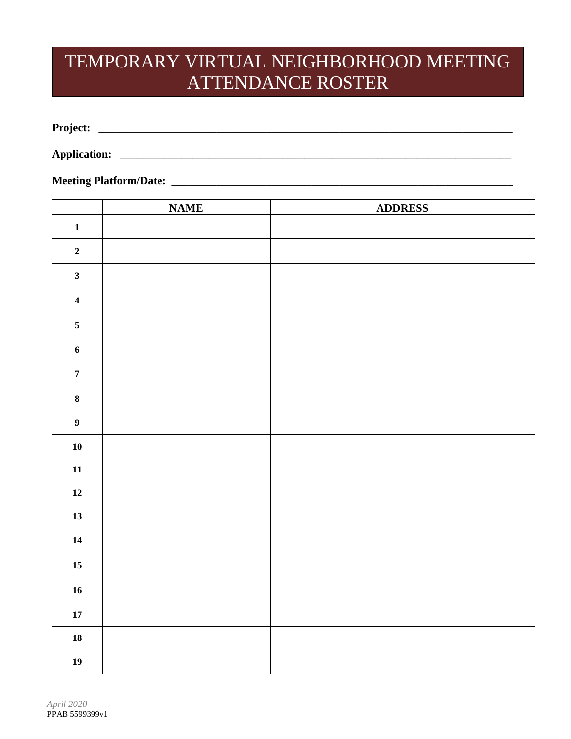# TEMPORARY VIRTUAL NEIGHBORHOOD MEETING ATTENDANCE ROSTER

**Project:** ___________________________________________________________________________

**Application:** ________________________________________________________________________

**Meeting Platform/Date:** _______________________________________________________________

| | NAME | ADDRESS |
|---|---|---|
| **1** | | |
| **2** | | |
| **3** | | |
| **4** | | |
| **5** | | |
| **6** | | |
| **7** | | |
| **8** | | |
| **9** | | |
| **10** | | |
| **11** | | |
| **12** | | |
| **13** | | |
| **14** | | |
| **15** | | |
| **16** | | |
| **17** | | |
| **18** | | |
| **19** | | |

*April 2020*
PPAB 5599399v1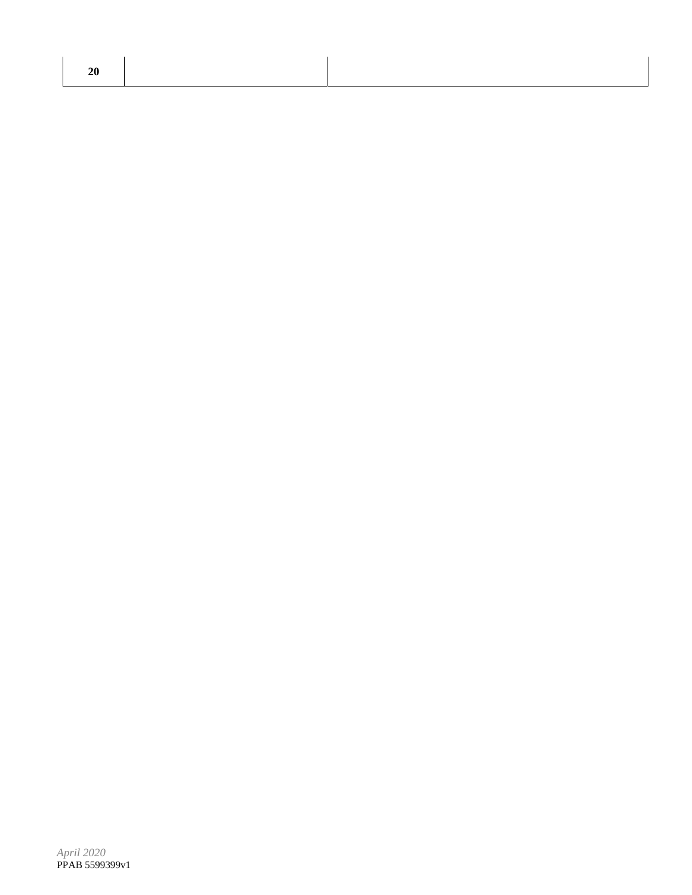| 20 | | |
|---|---|---|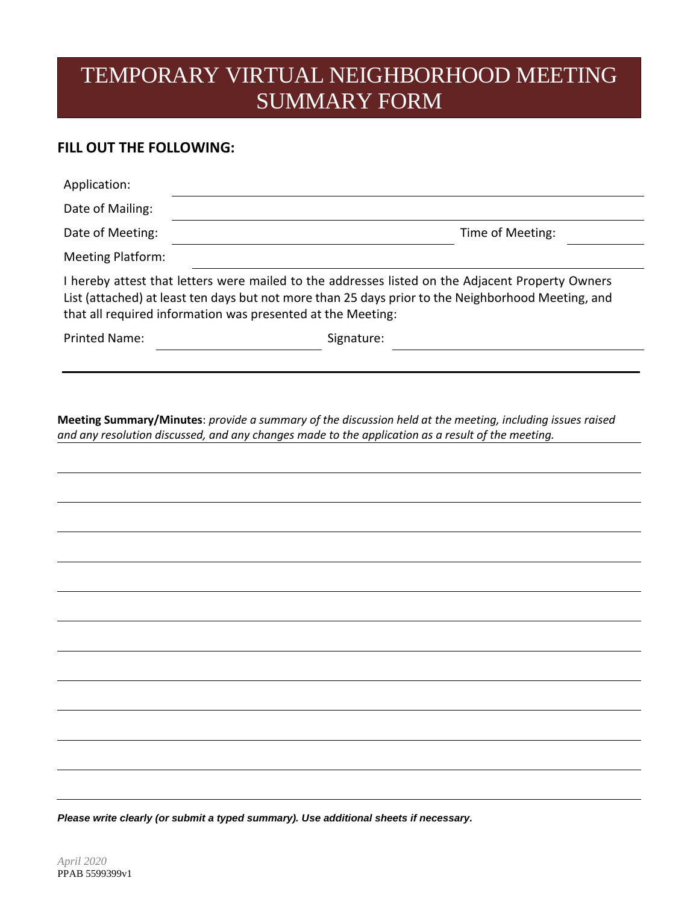# TEMPORARY VIRTUAL NEIGHBORHOOD MEETING SUMMARY FORM

**FILL OUT THE FOLLOWING:**

Application: ______________________________

Date of Mailing: ______________________________

Date of Meeting: ______________________________ Time of Meeting: __________

Meeting Platform: ______________________________

I hereby attest that letters were mailed to the addresses listed on the Adjacent Property Owners List (attached) at least ten days but not more than 25 days prior to the Neighborhood Meeting, and that all required information was presented at the Meeting:

Printed Name: ____________________ Signature: ______________________________

---

**Meeting Summary/Minutes**: *provide a summary of the discussion held at the meeting, including issues raised and any resolution discussed, and any changes made to the application as a result of the meeting.*

______________________________________________________________________

______________________________________________________________________

______________________________________________________________________

______________________________________________________________________

______________________________________________________________________

______________________________________________________________________

______________________________________________________________________

______________________________________________________________________

______________________________________________________________________

______________________________________________________________________

______________________________________________________________________

______________________________________________________________________

***Please write clearly (or submit a typed summary). Use additional sheets if necessary.***

*April 2020*
PPAB 5599399v1